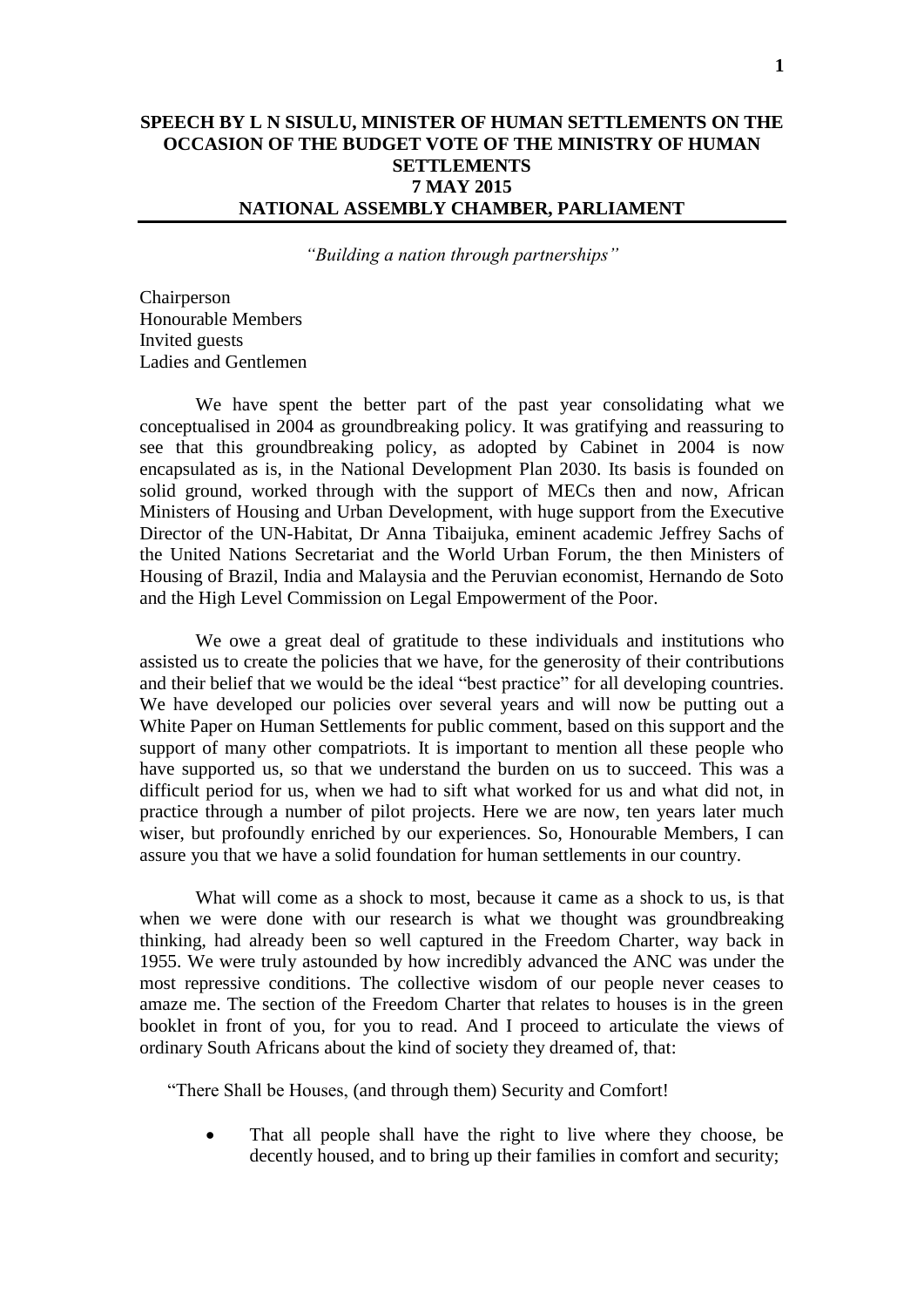# SPEECH BY L N SISULU, MINISTER OF HUMAN SETTLEMENTS ON THE OCCASION OF THE BUDGET VOTE OF THE MINISTRY OF HUMAN SETTLEMENTS 7 MAY 2015 NATIONAL ASSEMBLY CHAMBER, PARLIAMENT

*"Building a nation through partnerships"*

Chairperson
Honourable Members
Invited guests
Ladies and Gentlemen

We have spent the better part of the past year consolidating what we conceptualised in 2004 as groundbreaking policy. It was gratifying and reassuring to see that this groundbreaking policy, as adopted by Cabinet in 2004 is now encapsulated as is, in the National Development Plan 2030. Its basis is founded on solid ground, worked through with the support of MECs then and now, African Ministers of Housing and Urban Development, with huge support from the Executive Director of the UN-Habitat, Dr Anna Tibaijuka, eminent academic Jeffrey Sachs of the United Nations Secretariat and the World Urban Forum, the then Ministers of Housing of Brazil, India and Malaysia and the Peruvian economist, Hernando de Soto and the High Level Commission on Legal Empowerment of the Poor.

We owe a great deal of gratitude to these individuals and institutions who assisted us to create the policies that we have, for the generosity of their contributions and their belief that we would be the ideal "best practice" for all developing countries. We have developed our policies over several years and will now be putting out a White Paper on Human Settlements for public comment, based on this support and the support of many other compatriots. It is important to mention all these people who have supported us, so that we understand the burden on us to succeed. This was a difficult period for us, when we had to sift what worked for us and what did not, in practice through a number of pilot projects. Here we are now, ten years later much wiser, but profoundly enriched by our experiences. So, Honourable Members, I can assure you that we have a solid foundation for human settlements in our country.

What will come as a shock to most, because it came as a shock to us, is that when we were done with our research is what we thought was groundbreaking thinking, had already been so well captured in the Freedom Charter, way back in 1955. We were truly astounded by how incredibly advanced the ANC was under the most repressive conditions. The collective wisdom of our people never ceases to amaze me. The section of the Freedom Charter that relates to houses is in the green booklet in front of you, for you to read. And I proceed to articulate the views of ordinary South Africans about the kind of society they dreamed of, that:

"There Shall be Houses, (and through them) Security and Comfort!

- That all people shall have the right to live where they choose, be decently housed, and to bring up their families in comfort and security;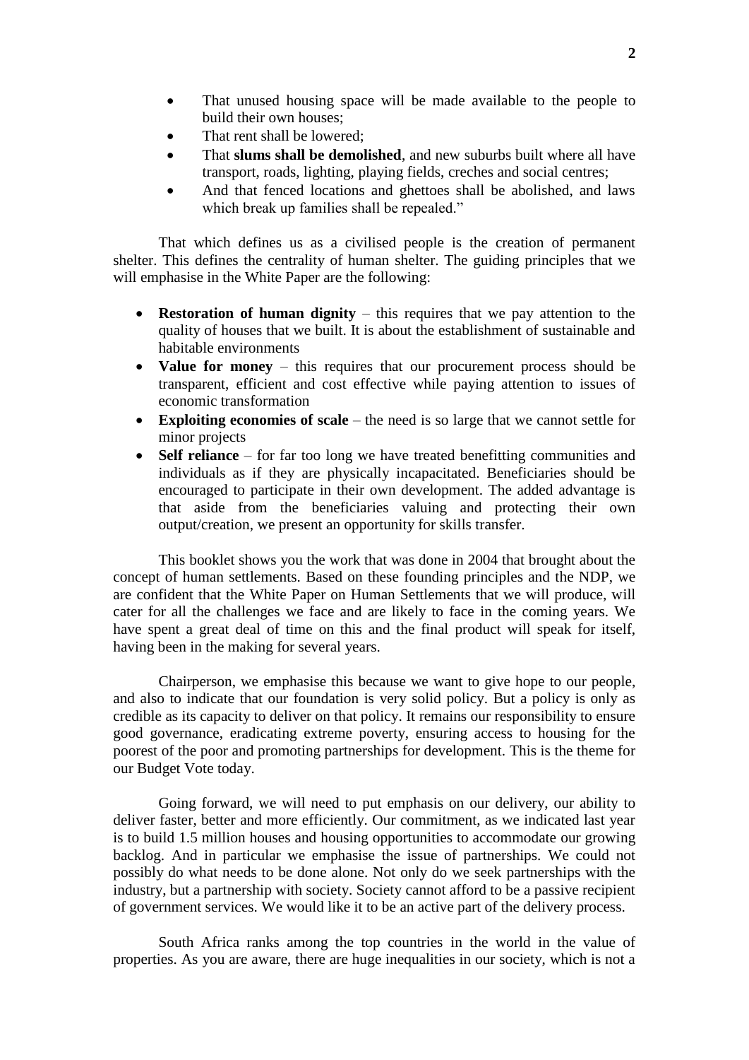- That unused housing space will be made available to the people to build their own houses;
- That rent shall be lowered;
- That **slums shall be demolished**, and new suburbs built where all have transport, roads, lighting, playing fields, creches and social centres;
- And that fenced locations and ghettoes shall be abolished, and laws which break up families shall be repealed."

That which defines us as a civilised people is the creation of permanent shelter. This defines the centrality of human shelter. The guiding principles that we will emphasise in the White Paper are the following:

- **Restoration of human dignity** – this requires that we pay attention to the quality of houses that we built. It is about the establishment of sustainable and habitable environments
- **Value for money** – this requires that our procurement process should be transparent, efficient and cost effective while paying attention to issues of economic transformation
- **Exploiting economies of scale** – the need is so large that we cannot settle for minor projects
- **Self reliance** – for far too long we have treated benefitting communities and individuals as if they are physically incapacitated. Beneficiaries should be encouraged to participate in their own development. The added advantage is that aside from the beneficiaries valuing and protecting their own output/creation, we present an opportunity for skills transfer.

This booklet shows you the work that was done in 2004 that brought about the concept of human settlements. Based on these founding principles and the NDP, we are confident that the White Paper on Human Settlements that we will produce, will cater for all the challenges we face and are likely to face in the coming years. We have spent a great deal of time on this and the final product will speak for itself, having been in the making for several years.

Chairperson, we emphasise this because we want to give hope to our people, and also to indicate that our foundation is very solid policy. But a policy is only as credible as its capacity to deliver on that policy. It remains our responsibility to ensure good governance, eradicating extreme poverty, ensuring access to housing for the poorest of the poor and promoting partnerships for development. This is the theme for our Budget Vote today.

Going forward, we will need to put emphasis on our delivery, our ability to deliver faster, better and more efficiently. Our commitment, as we indicated last year is to build 1.5 million houses and housing opportunities to accommodate our growing backlog. And in particular we emphasise the issue of partnerships. We could not possibly do what needs to be done alone. Not only do we seek partnerships with the industry, but a partnership with society. Society cannot afford to be a passive recipient of government services. We would like it to be an active part of the delivery process.

South Africa ranks among the top countries in the world in the value of properties. As you are aware, there are huge inequalities in our society, which is not a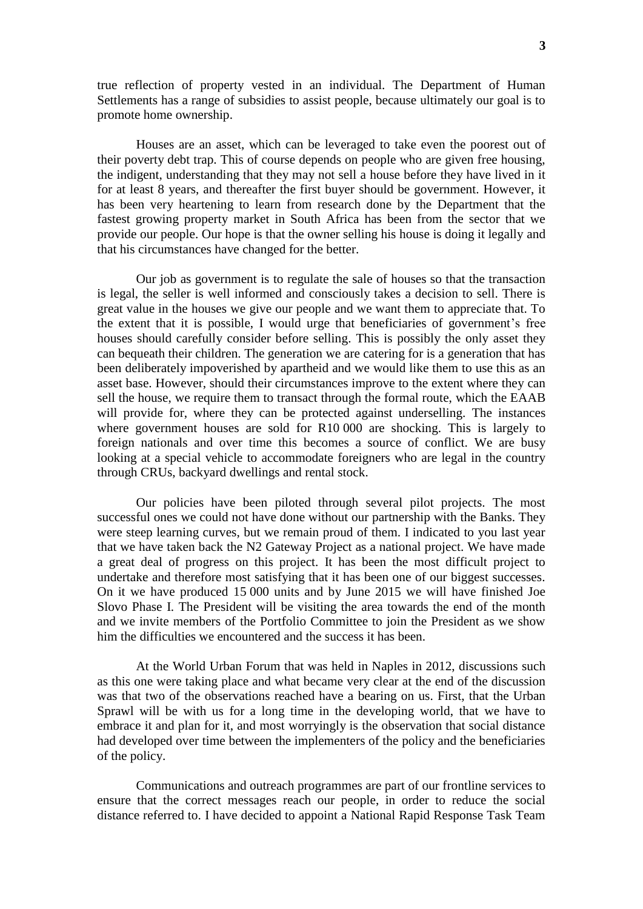true reflection of property vested in an individual. The Department of Human Settlements has a range of subsidies to assist people, because ultimately our goal is to promote home ownership.

Houses are an asset, which can be leveraged to take even the poorest out of their poverty debt trap. This of course depends on people who are given free housing, the indigent, understanding that they may not sell a house before they have lived in it for at least 8 years, and thereafter the first buyer should be government. However, it has been very heartening to learn from research done by the Department that the fastest growing property market in South Africa has been from the sector that we provide our people. Our hope is that the owner selling his house is doing it legally and that his circumstances have changed for the better.

Our job as government is to regulate the sale of houses so that the transaction is legal, the seller is well informed and consciously takes a decision to sell. There is great value in the houses we give our people and we want them to appreciate that. To the extent that it is possible, I would urge that beneficiaries of government's free houses should carefully consider before selling. This is possibly the only asset they can bequeath their children. The generation we are catering for is a generation that has been deliberately impoverished by apartheid and we would like them to use this as an asset base. However, should their circumstances improve to the extent where they can sell the house, we require them to transact through the formal route, which the EAAB will provide for, where they can be protected against underselling. The instances where government houses are sold for R10 000 are shocking. This is largely to foreign nationals and over time this becomes a source of conflict. We are busy looking at a special vehicle to accommodate foreigners who are legal in the country through CRUs, backyard dwellings and rental stock.

Our policies have been piloted through several pilot projects. The most successful ones we could not have done without our partnership with the Banks. They were steep learning curves, but we remain proud of them. I indicated to you last year that we have taken back the N2 Gateway Project as a national project. We have made a great deal of progress on this project. It has been the most difficult project to undertake and therefore most satisfying that it has been one of our biggest successes. On it we have produced 15 000 units and by June 2015 we will have finished Joe Slovo Phase I. The President will be visiting the area towards the end of the month and we invite members of the Portfolio Committee to join the President as we show him the difficulties we encountered and the success it has been.

At the World Urban Forum that was held in Naples in 2012, discussions such as this one were taking place and what became very clear at the end of the discussion was that two of the observations reached have a bearing on us. First, that the Urban Sprawl will be with us for a long time in the developing world, that we have to embrace it and plan for it, and most worryingly is the observation that social distance had developed over time between the implementers of the policy and the beneficiaries of the policy.

Communications and outreach programmes are part of our frontline services to ensure that the correct messages reach our people, in order to reduce the social distance referred to. I have decided to appoint a National Rapid Response Task Team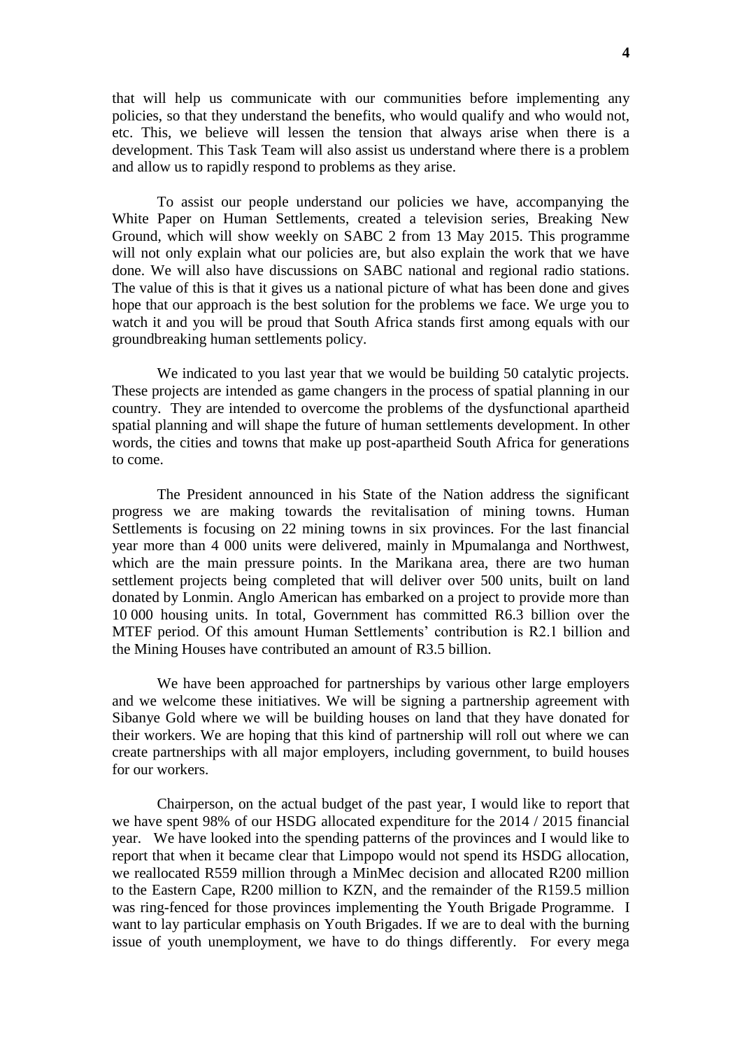that will help us communicate with our communities before implementing any policies, so that they understand the benefits, who would qualify and who would not, etc. This, we believe will lessen the tension that always arise when there is a development. This Task Team will also assist us understand where there is a problem and allow us to rapidly respond to problems as they arise.

To assist our people understand our policies we have, accompanying the White Paper on Human Settlements, created a television series, Breaking New Ground, which will show weekly on SABC 2 from 13 May 2015. This programme will not only explain what our policies are, but also explain the work that we have done. We will also have discussions on SABC national and regional radio stations. The value of this is that it gives us a national picture of what has been done and gives hope that our approach is the best solution for the problems we face. We urge you to watch it and you will be proud that South Africa stands first among equals with our groundbreaking human settlements policy.

We indicated to you last year that we would be building 50 catalytic projects. These projects are intended as game changers in the process of spatial planning in our country. They are intended to overcome the problems of the dysfunctional apartheid spatial planning and will shape the future of human settlements development. In other words, the cities and towns that make up post-apartheid South Africa for generations to come.

The President announced in his State of the Nation address the significant progress we are making towards the revitalisation of mining towns. Human Settlements is focusing on 22 mining towns in six provinces. For the last financial year more than 4 000 units were delivered, mainly in Mpumalanga and Northwest, which are the main pressure points. In the Marikana area, there are two human settlement projects being completed that will deliver over 500 units, built on land donated by Lonmin. Anglo American has embarked on a project to provide more than 10 000 housing units. In total, Government has committed R6.3 billion over the MTEF period. Of this amount Human Settlements' contribution is R2.1 billion and the Mining Houses have contributed an amount of R3.5 billion.

We have been approached for partnerships by various other large employers and we welcome these initiatives. We will be signing a partnership agreement with Sibanye Gold where we will be building houses on land that they have donated for their workers. We are hoping that this kind of partnership will roll out where we can create partnerships with all major employers, including government, to build houses for our workers.

Chairperson, on the actual budget of the past year, I would like to report that we have spent 98% of our HSDG allocated expenditure for the 2014 / 2015 financial year. We have looked into the spending patterns of the provinces and I would like to report that when it became clear that Limpopo would not spend its HSDG allocation, we reallocated R559 million through a MinMec decision and allocated R200 million to the Eastern Cape, R200 million to KZN, and the remainder of the R159.5 million was ring-fenced for those provinces implementing the Youth Brigade Programme. I want to lay particular emphasis on Youth Brigades. If we are to deal with the burning issue of youth unemployment, we have to do things differently. For every mega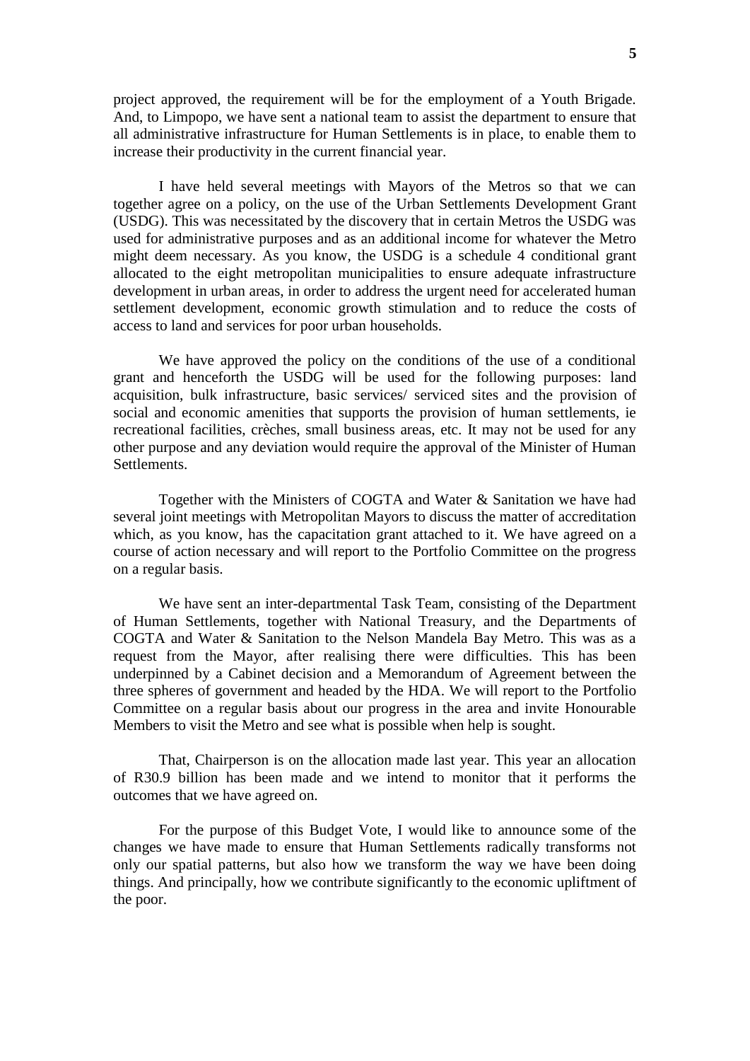project approved, the requirement will be for the employment of a Youth Brigade. And, to Limpopo, we have sent a national team to assist the department to ensure that all administrative infrastructure for Human Settlements is in place, to enable them to increase their productivity in the current financial year.

I have held several meetings with Mayors of the Metros so that we can together agree on a policy, on the use of the Urban Settlements Development Grant (USDG). This was necessitated by the discovery that in certain Metros the USDG was used for administrative purposes and as an additional income for whatever the Metro might deem necessary. As you know, the USDG is a schedule 4 conditional grant allocated to the eight metropolitan municipalities to ensure adequate infrastructure development in urban areas, in order to address the urgent need for accelerated human settlement development, economic growth stimulation and to reduce the costs of access to land and services for poor urban households.

We have approved the policy on the conditions of the use of a conditional grant and henceforth the USDG will be used for the following purposes: land acquisition, bulk infrastructure, basic services/ serviced sites and the provision of social and economic amenities that supports the provision of human settlements, ie recreational facilities, crèches, small business areas, etc. It may not be used for any other purpose and any deviation would require the approval of the Minister of Human Settlements.

Together with the Ministers of COGTA and Water & Sanitation we have had several joint meetings with Metropolitan Mayors to discuss the matter of accreditation which, as you know, has the capacitation grant attached to it. We have agreed on a course of action necessary and will report to the Portfolio Committee on the progress on a regular basis.

We have sent an inter-departmental Task Team, consisting of the Department of Human Settlements, together with National Treasury, and the Departments of COGTA and Water & Sanitation to the Nelson Mandela Bay Metro. This was as a request from the Mayor, after realising there were difficulties. This has been underpinned by a Cabinet decision and a Memorandum of Agreement between the three spheres of government and headed by the HDA. We will report to the Portfolio Committee on a regular basis about our progress in the area and invite Honourable Members to visit the Metro and see what is possible when help is sought.

That, Chairperson is on the allocation made last year. This year an allocation of R30.9 billion has been made and we intend to monitor that it performs the outcomes that we have agreed on.

For the purpose of this Budget Vote, I would like to announce some of the changes we have made to ensure that Human Settlements radically transforms not only our spatial patterns, but also how we transform the way we have been doing things. And principally, how we contribute significantly to the economic upliftment of the poor.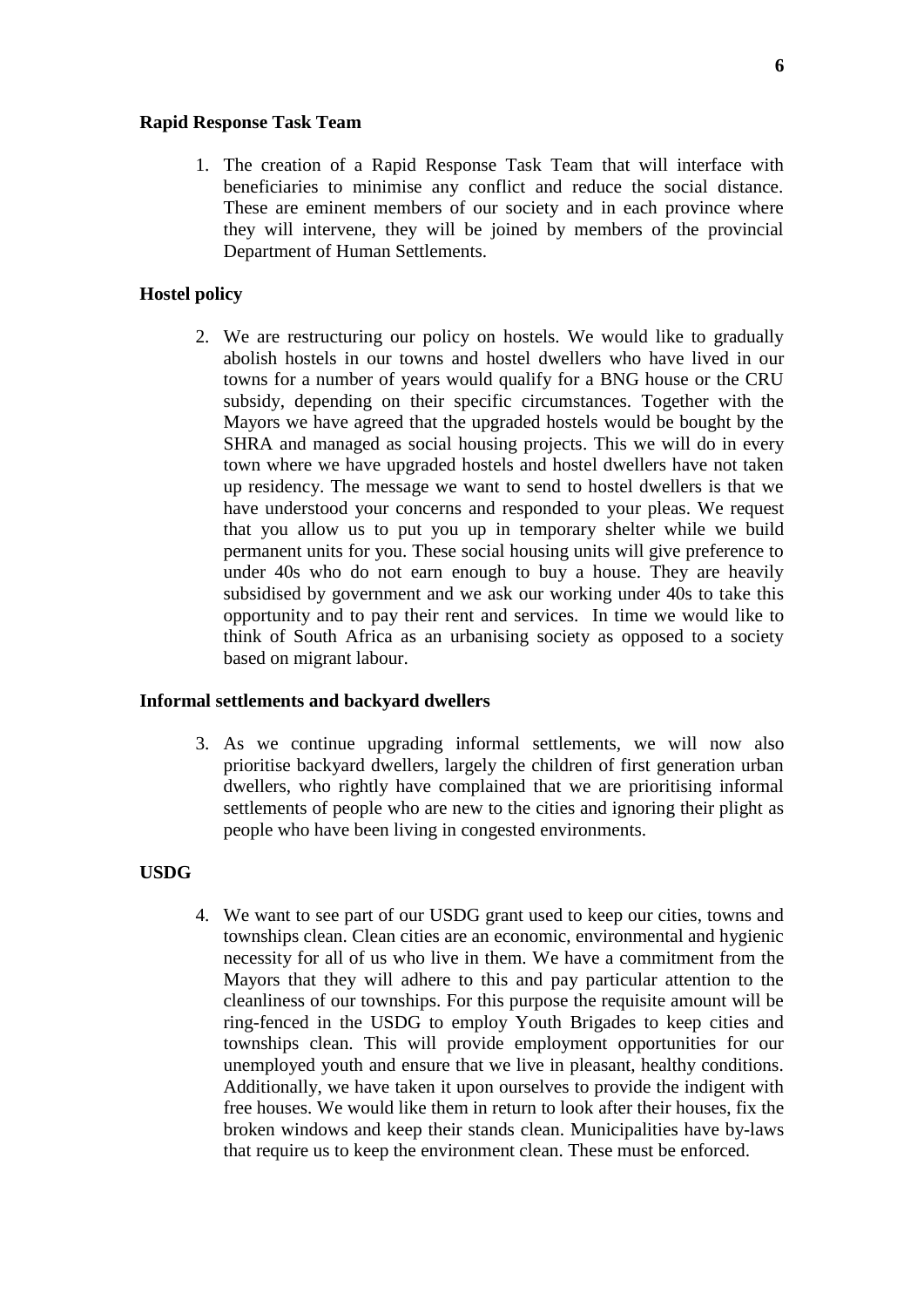**Rapid Response Task Team**

1. The creation of a Rapid Response Task Team that will interface with beneficiaries to minimise any conflict and reduce the social distance. These are eminent members of our society and in each province where they will intervene, they will be joined by members of the provincial Department of Human Settlements.

**Hostel policy**

2. We are restructuring our policy on hostels. We would like to gradually abolish hostels in our towns and hostel dwellers who have lived in our towns for a number of years would qualify for a BNG house or the CRU subsidy, depending on their specific circumstances. Together with the Mayors we have agreed that the upgraded hostels would be bought by the SHRA and managed as social housing projects. This we will do in every town where we have upgraded hostels and hostel dwellers have not taken up residency. The message we want to send to hostel dwellers is that we have understood your concerns and responded to your pleas. We request that you allow us to put you up in temporary shelter while we build permanent units for you. These social housing units will give preference to under 40s who do not earn enough to buy a house. They are heavily subsidised by government and we ask our working under 40s to take this opportunity and to pay their rent and services. In time we would like to think of South Africa as an urbanising society as opposed to a society based on migrant labour.

**Informal settlements and backyard dwellers**

3. As we continue upgrading informal settlements, we will now also prioritise backyard dwellers, largely the children of first generation urban dwellers, who rightly have complained that we are prioritising informal settlements of people who are new to the cities and ignoring their plight as people who have been living in congested environments.

**USDG**

4. We want to see part of our USDG grant used to keep our cities, towns and townships clean. Clean cities are an economic, environmental and hygienic necessity for all of us who live in them. We have a commitment from the Mayors that they will adhere to this and pay particular attention to the cleanliness of our townships. For this purpose the requisite amount will be ring-fenced in the USDG to employ Youth Brigades to keep cities and townships clean. This will provide employment opportunities for our unemployed youth and ensure that we live in pleasant, healthy conditions. Additionally, we have taken it upon ourselves to provide the indigent with free houses. We would like them in return to look after their houses, fix the broken windows and keep their stands clean. Municipalities have by-laws that require us to keep the environment clean. These must be enforced.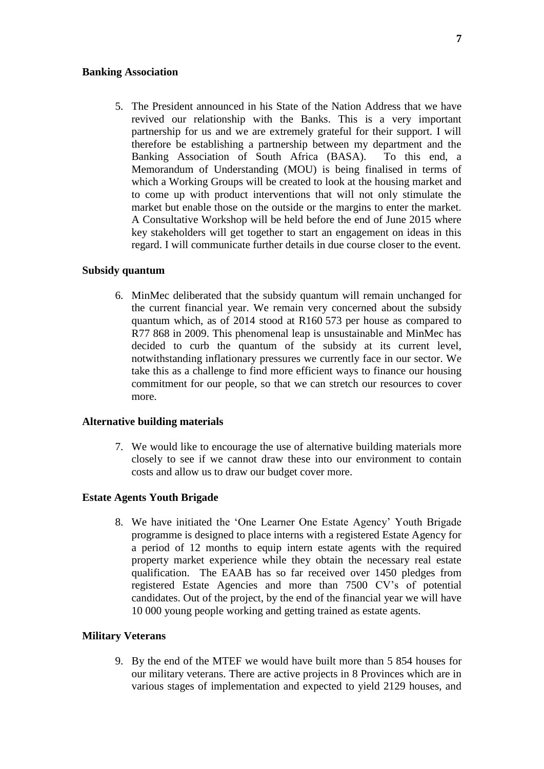**Banking Association**

5. The President announced in his State of the Nation Address that we have revived our relationship with the Banks. This is a very important partnership for us and we are extremely grateful for their support. I will therefore be establishing a partnership between my department and the Banking Association of South Africa (BASA). To this end, a Memorandum of Understanding (MOU) is being finalised in terms of which a Working Groups will be created to look at the housing market and to come up with product interventions that will not only stimulate the market but enable those on the outside or the margins to enter the market. A Consultative Workshop will be held before the end of June 2015 where key stakeholders will get together to start an engagement on ideas in this regard. I will communicate further details in due course closer to the event.

**Subsidy quantum**

6. MinMec deliberated that the subsidy quantum will remain unchanged for the current financial year. We remain very concerned about the subsidy quantum which, as of 2014 stood at R160 573 per house as compared to R77 868 in 2009. This phenomenal leap is unsustainable and MinMec has decided to curb the quantum of the subsidy at its current level, notwithstanding inflationary pressures we currently face in our sector. We take this as a challenge to find more efficient ways to finance our housing commitment for our people, so that we can stretch our resources to cover more.

**Alternative building materials**

7. We would like to encourage the use of alternative building materials more closely to see if we cannot draw these into our environment to contain costs and allow us to draw our budget cover more.

**Estate Agents Youth Brigade**

8. We have initiated the 'One Learner One Estate Agency' Youth Brigade programme is designed to place interns with a registered Estate Agency for a period of 12 months to equip intern estate agents with the required property market experience while they obtain the necessary real estate qualification. The EAAB has so far received over 1450 pledges from registered Estate Agencies and more than 7500 CV's of potential candidates. Out of the project, by the end of the financial year we will have 10 000 young people working and getting trained as estate agents.

**Military Veterans**

9. By the end of the MTEF we would have built more than 5 854 houses for our military veterans. There are active projects in 8 Provinces which are in various stages of implementation and expected to yield 2129 houses, and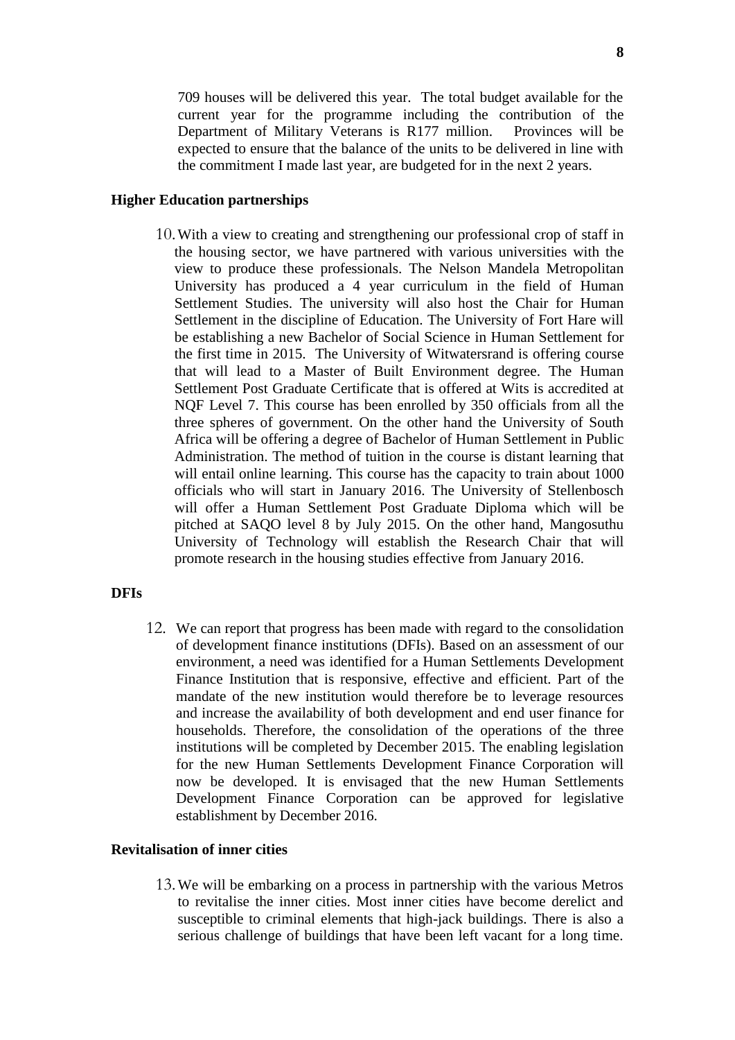709 houses will be delivered this year. The total budget available for the current year for the programme including the contribution of the Department of Military Veterans is R177 million. Provinces will be expected to ensure that the balance of the units to be delivered in line with the commitment I made last year, are budgeted for in the next 2 years.

**Higher Education partnerships**

10. With a view to creating and strengthening our professional crop of staff in the housing sector, we have partnered with various universities with the view to produce these professionals. The Nelson Mandela Metropolitan University has produced a 4 year curriculum in the field of Human Settlement Studies. The university will also host the Chair for Human Settlement in the discipline of Education. The University of Fort Hare will be establishing a new Bachelor of Social Science in Human Settlement for the first time in 2015. The University of Witwatersrand is offering course that will lead to a Master of Built Environment degree. The Human Settlement Post Graduate Certificate that is offered at Wits is accredited at NQF Level 7. This course has been enrolled by 350 officials from all the three spheres of government. On the other hand the University of South Africa will be offering a degree of Bachelor of Human Settlement in Public Administration. The method of tuition in the course is distant learning that will entail online learning. This course has the capacity to train about 1000 officials who will start in January 2016. The University of Stellenbosch will offer a Human Settlement Post Graduate Diploma which will be pitched at SAQO level 8 by July 2015. On the other hand, Mangosuthu University of Technology will establish the Research Chair that will promote research in the housing studies effective from January 2016.

**DFIs**

12. We can report that progress has been made with regard to the consolidation of development finance institutions (DFIs). Based on an assessment of our environment, a need was identified for a Human Settlements Development Finance Institution that is responsive, effective and efficient. Part of the mandate of the new institution would therefore be to leverage resources and increase the availability of both development and end user finance for households. Therefore, the consolidation of the operations of the three institutions will be completed by December 2015. The enabling legislation for the new Human Settlements Development Finance Corporation will now be developed. It is envisaged that the new Human Settlements Development Finance Corporation can be approved for legislative establishment by December 2016.

**Revitalisation of inner cities**

13. We will be embarking on a process in partnership with the various Metros to revitalise the inner cities. Most inner cities have become derelict and susceptible to criminal elements that high-jack buildings. There is also a serious challenge of buildings that have been left vacant for a long time.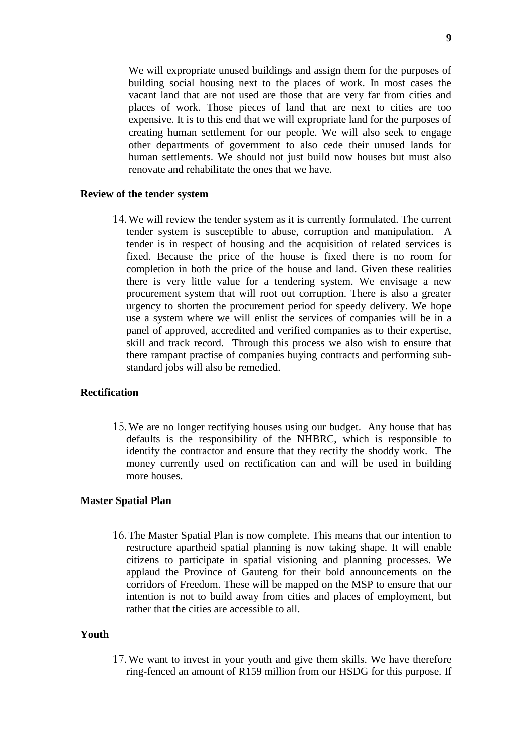We will expropriate unused buildings and assign them for the purposes of building social housing next to the places of work. In most cases the vacant land that are not used are those that are very far from cities and places of work. Those pieces of land that are next to cities are too expensive. It is to this end that we will expropriate land for the purposes of creating human settlement for our people. We will also seek to engage other departments of government to also cede their unused lands for human settlements. We should not just build now houses but must also renovate and rehabilitate the ones that we have.

**Review of the tender system**

14. We will review the tender system as it is currently formulated. The current tender system is susceptible to abuse, corruption and manipulation. A tender is in respect of housing and the acquisition of related services is fixed. Because the price of the house is fixed there is no room for completion in both the price of the house and land. Given these realities there is very little value for a tendering system. We envisage a new procurement system that will root out corruption. There is also a greater urgency to shorten the procurement period for speedy delivery. We hope use a system where we will enlist the services of companies will be in a panel of approved, accredited and verified companies as to their expertise, skill and track record. Through this process we also wish to ensure that there rampant practise of companies buying contracts and performing sub-standard jobs will also be remedied.

**Rectification**

15. We are no longer rectifying houses using our budget. Any house that has defaults is the responsibility of the NHBRC, which is responsible to identify the contractor and ensure that they rectify the shoddy work. The money currently used on rectification can and will be used in building more houses.

**Master Spatial Plan**

16. The Master Spatial Plan is now complete. This means that our intention to restructure apartheid spatial planning is now taking shape. It will enable citizens to participate in spatial visioning and planning processes. We applaud the Province of Gauteng for their bold announcements on the corridors of Freedom. These will be mapped on the MSP to ensure that our intention is not to build away from cities and places of employment, but rather that the cities are accessible to all.

**Youth**

17. We want to invest in your youth and give them skills. We have therefore ring-fenced an amount of R159 million from our HSDG for this purpose. If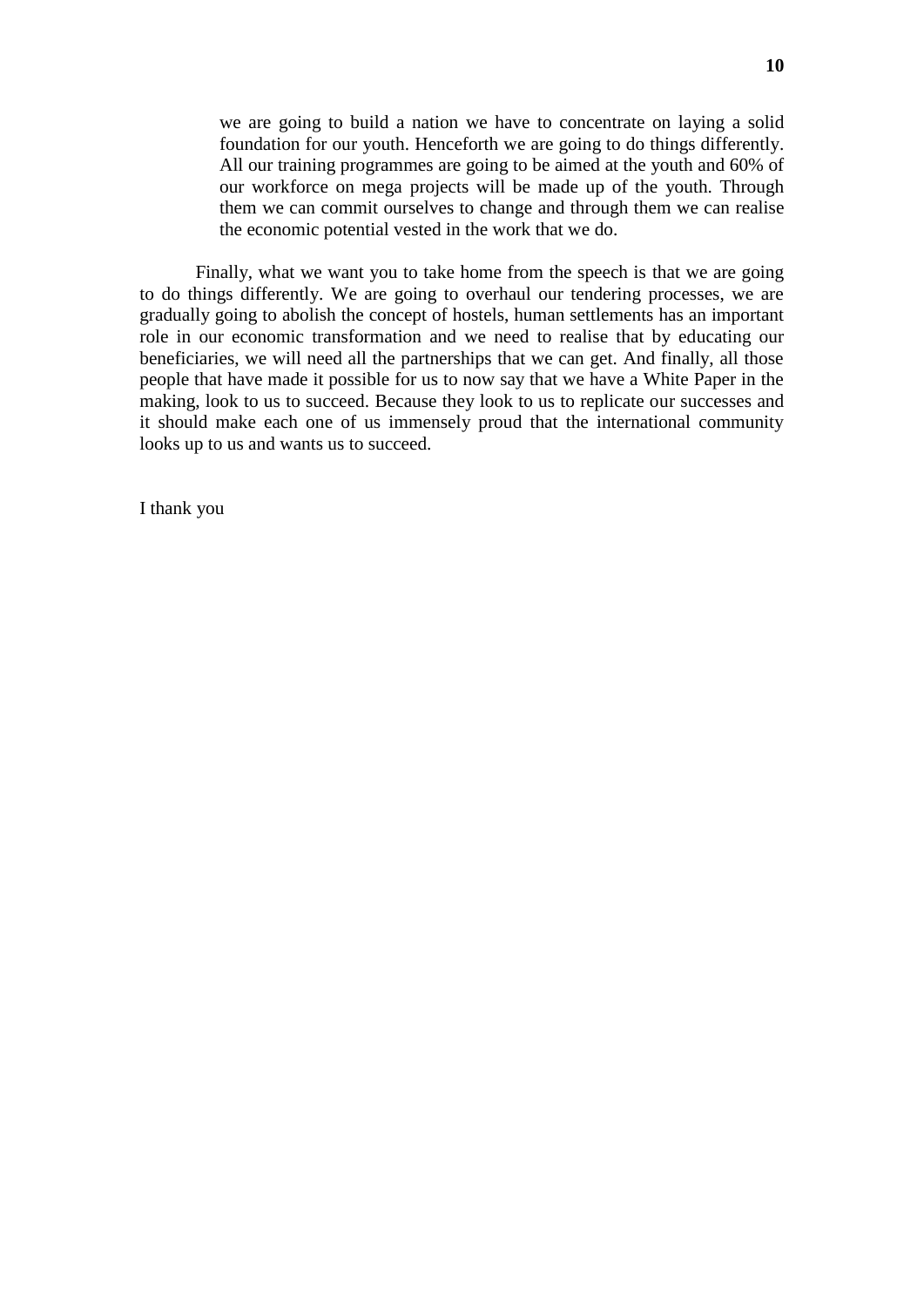> we are going to build a nation we have to concentrate on laying a solid foundation for our youth. Henceforth we are going to do things differently. All our training programmes are going to be aimed at the youth and 60% of our workforce on mega projects will be made up of the youth. Through them we can commit ourselves to change and through them we can realise the economic potential vested in the work that we do.

Finally, what we want you to take home from the speech is that we are going to do things differently. We are going to overhaul our tendering processes, we are gradually going to abolish the concept of hostels, human settlements has an important role in our economic transformation and we need to realise that by educating our beneficiaries, we will need all the partnerships that we can get. And finally, all those people that have made it possible for us to now say that we have a White Paper in the making, look to us to succeed. Because they look to us to replicate our successes and it should make each one of us immensely proud that the international community looks up to us and wants us to succeed.

I thank you